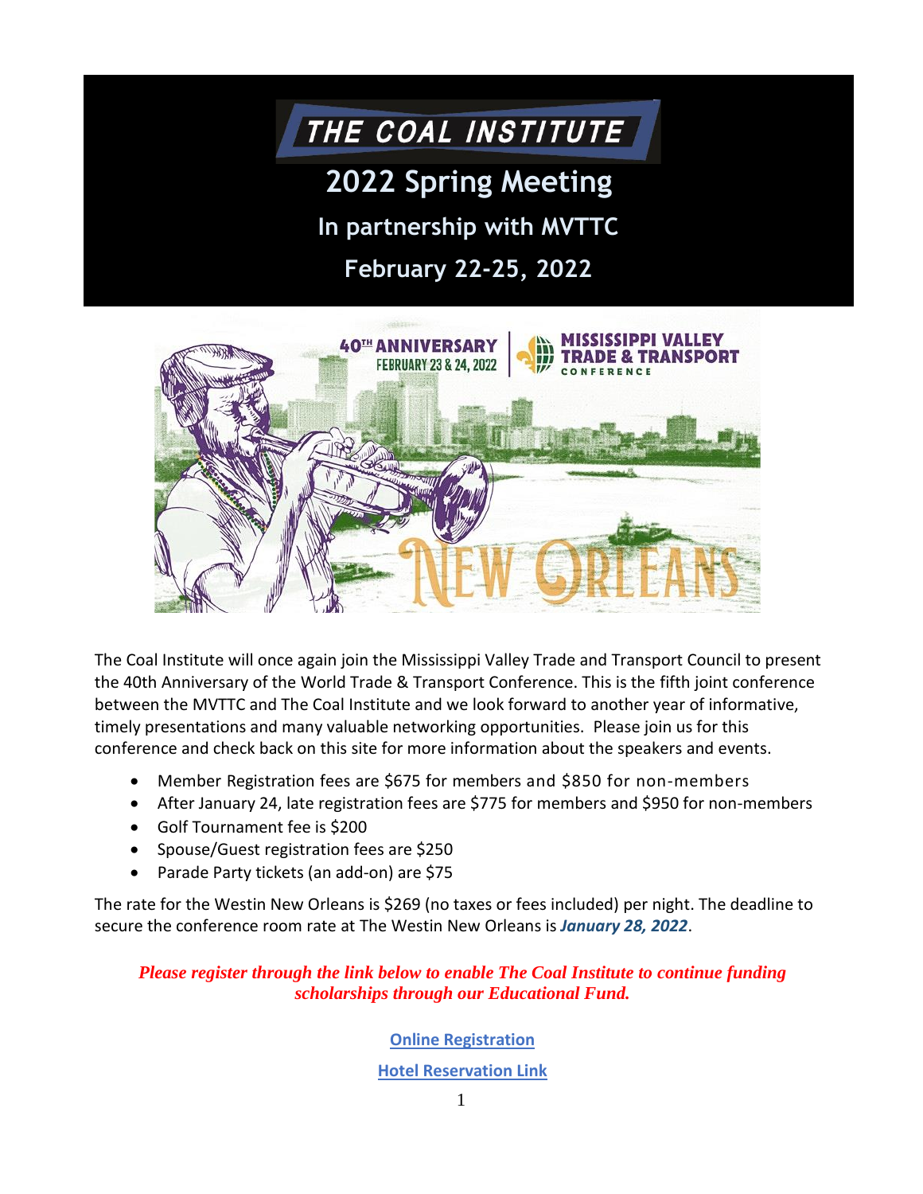# THE COAL INSTITUTE

## 2022 Spring Meeting

### In partnership with MVTTC

### February 22-25, 2022

40TH ANNIVERSARY
FEBRUARY 23 & 24, 2022

MISSISSIPPI VALLEY TRADE & TRANSPORT CONFERENCE

NEW ORLEANS

The Coal Institute will once again join the Mississippi Valley Trade and Transport Council to present the 40th Anniversary of the World Trade & Transport Conference. This is the fifth joint conference between the MVTTC and The Coal Institute and we look forward to another year of informative, timely presentations and many valuable networking opportunities. Please join us for this conference and check back on this site for more information about the speakers and events.

- Member Registration fees are $675 for members and $850 for non-members
- After January 24, late registration fees are $775 for members and $950 for non-members
- Golf Tournament fee is $200
- Spouse/Guest registration fees are $250
- Parade Party tickets (an add-on) are $75

The rate for the Westin New Orleans is $269 (no taxes or fees included) per night. The deadline to secure the conference room rate at The Westin New Orleans is ***January 28, 2022***.

***Please register through the link below to enable The Coal Institute to continue funding scholarships through our Educational Fund.***

**Online Registration**

**Hotel Reservation Link**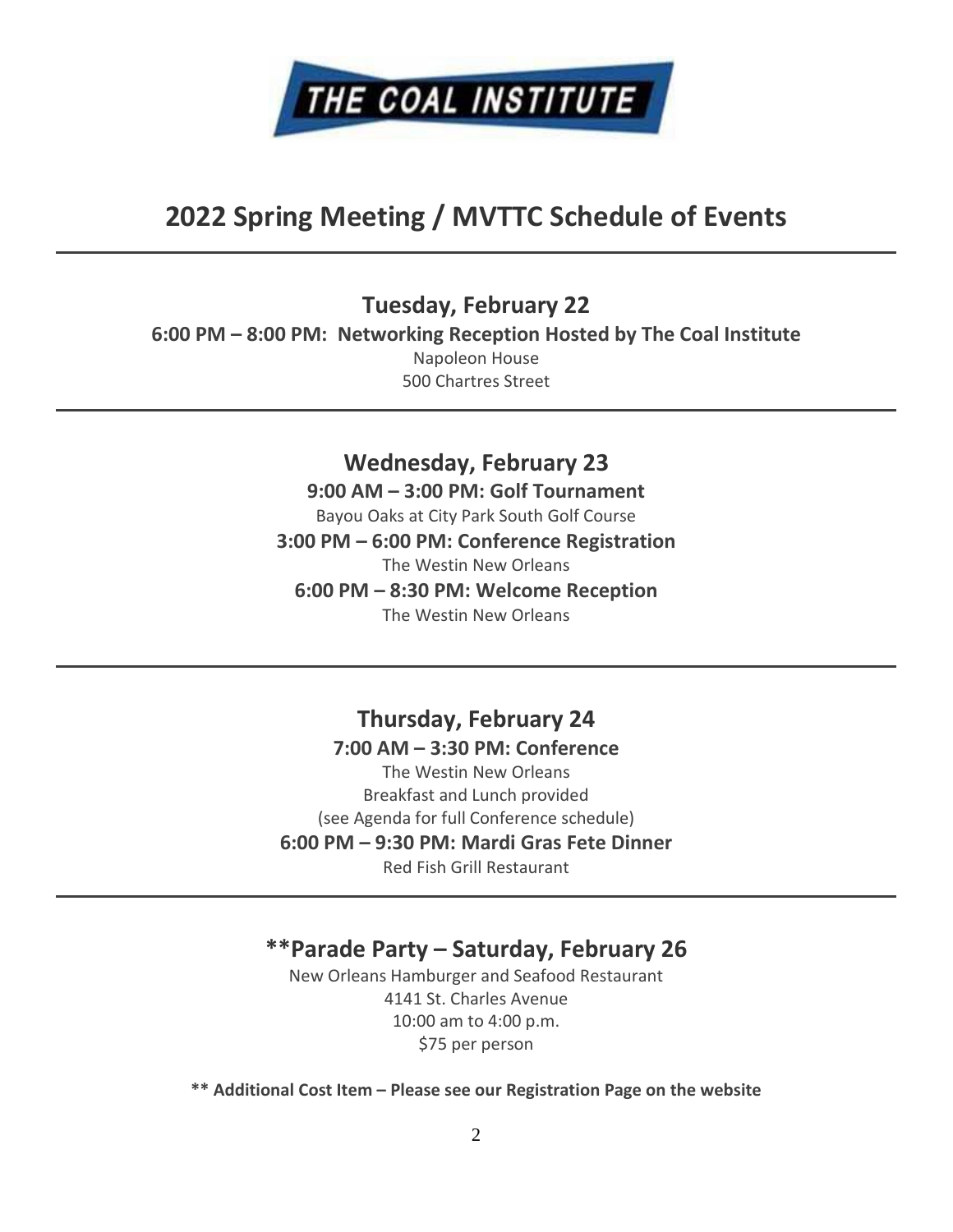THE COAL INSTITUTE

# 2022 Spring Meeting / MVTTC Schedule of Events

---

## Tuesday, February 22

**6:00 PM – 8:00 PM: Networking Reception Hosted by The Coal Institute**

Napoleon House
500 Chartres Street

---

## Wednesday, February 23

**9:00 AM – 3:00 PM: Golf Tournament**

Bayou Oaks at City Park South Golf Course

**3:00 PM – 6:00 PM: Conference Registration**

The Westin New Orleans

**6:00 PM – 8:30 PM: Welcome Reception**

The Westin New Orleans

---

## Thursday, February 24

**7:00 AM – 3:30 PM: Conference**

The Westin New Orleans
Breakfast and Lunch provided
(see Agenda for full Conference schedule)

**6:00 PM – 9:30 PM: Mardi Gras Fete Dinner**

Red Fish Grill Restaurant

---

## **Parade Party – Saturday, February 26

New Orleans Hamburger and Seafood Restaurant
4141 St. Charles Avenue
10:00 am to 4:00 p.m.
$75 per person

**** Additional Cost Item – Please see our Registration Page on the website**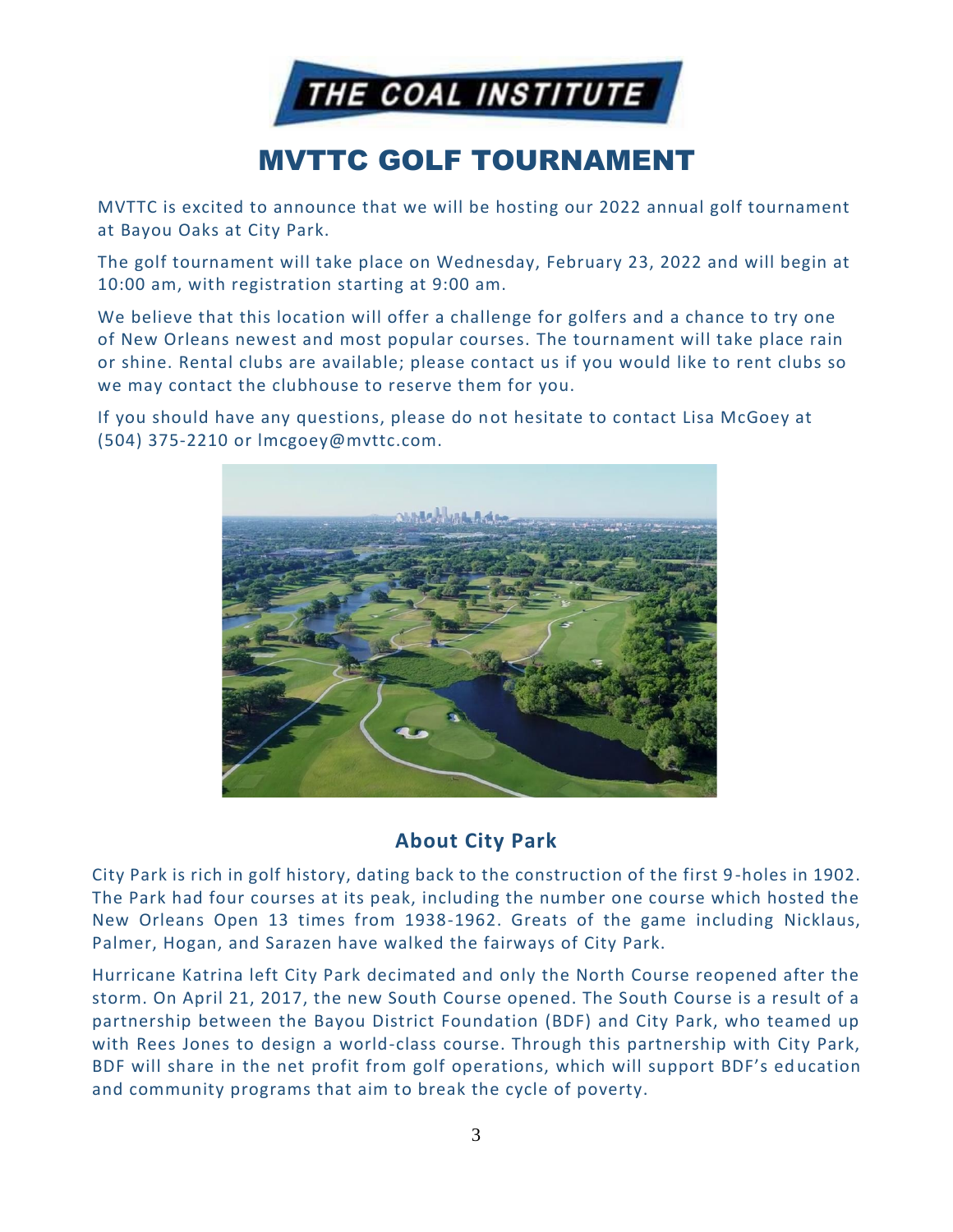THE COAL INSTITUTE

# MVTTC GOLF TOURNAMENT

MVTTC is excited to announce that we will be hosting our 2022 annual golf tournament at Bayou Oaks at City Park.

The golf tournament will take place on Wednesday, February 23, 2022 and will begin at 10:00 am, with registration starting at 9:00 am.

We believe that this location will offer a challenge for golfers and a chance to try one of New Orleans newest and most popular courses. The tournament will take place rain or shine. Rental clubs are available; please contact us if you would like to rent clubs so we may contact the clubhouse to reserve them for you.

If you should have any questions, please do not hesitate to contact Lisa McGoey at (504) 375-2210 or lmcgoey@mvttc.com.

## About City Park

City Park is rich in golf history, dating back to the construction of the first 9-holes in 1902. The Park had four courses at its peak, including the number one course which hosted the New Orleans Open 13 times from 1938-1962. Greats of the game including Nicklaus, Palmer, Hogan, and Sarazen have walked the fairways of City Park.

Hurricane Katrina left City Park decimated and only the North Course reopened after the storm. On April 21, 2017, the new South Course opened. The South Course is a result of a partnership between the Bayou District Foundation (BDF) and City Park, who teamed up with Rees Jones to design a world-class course. Through this partnership with City Park, BDF will share in the net profit from golf operations, which will support BDF's education and community programs that aim to break the cycle of poverty.